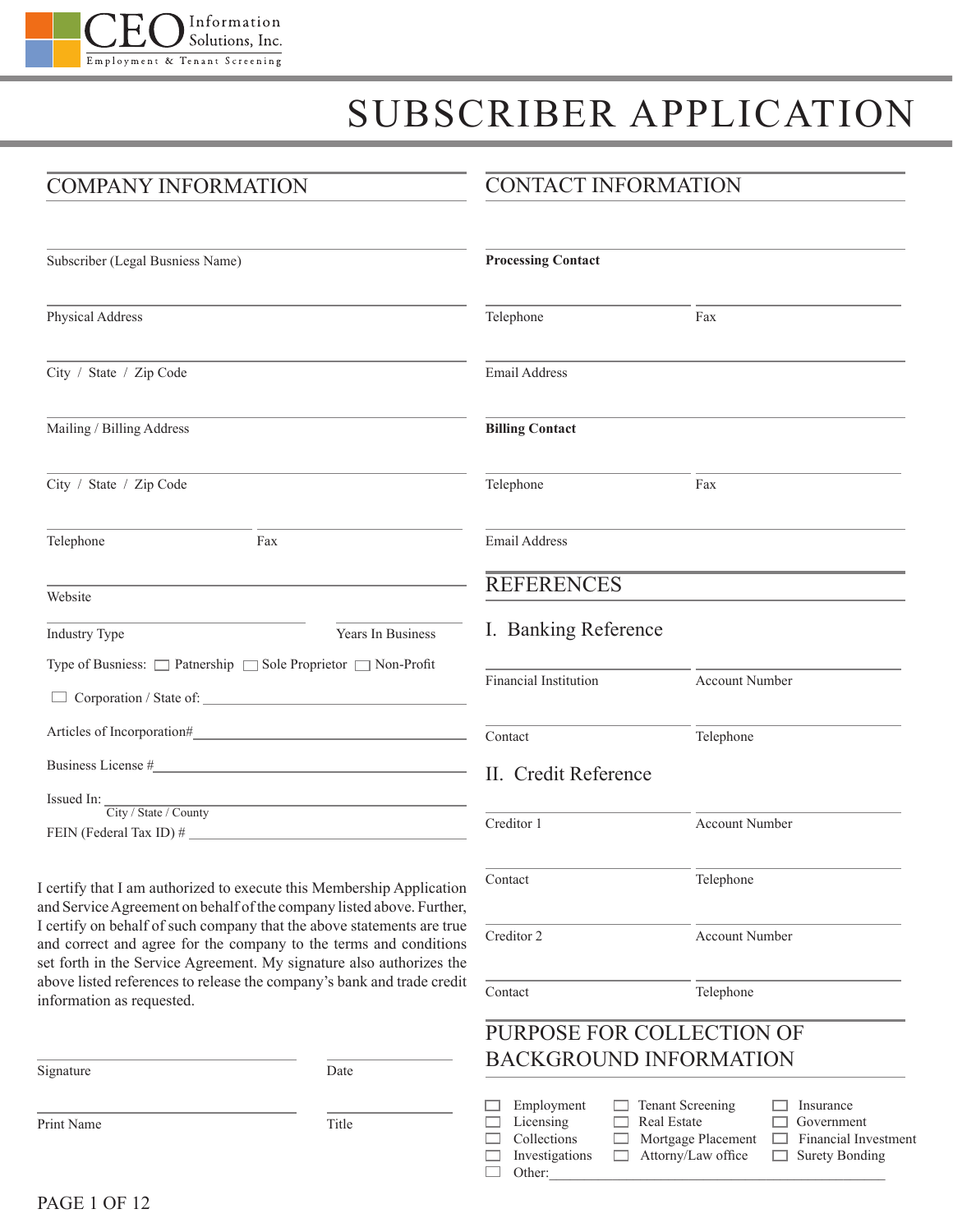CEO Information Solutions, Inc.
Employment & Tenant Screening

# SUBSCRIBER APPLICATION

## COMPANY INFORMATION

Subscriber (Legal Busniess Name)

Physical Address

City / State / Zip Code

Mailing / Billing Address

City / State / Zip Code

Telephone Fax

Website

Industry Type Years In Business

Type of Busniess: ☐ Patnership ☐ Sole Proprietor ☐ Non-Profit

☐ Corporation / State of: ____________________

Articles of Incorporation# ____________________

Business License # ____________________

Issued In: ____________________
City / State / County

FEIN (Federal Tax ID) # ____________________

I certify that I am authorized to execute this Membership Application and Service Agreement on behalf of the company listed above. Further, I certify on behalf of such company that the above statements are true and correct and agree for the company to the terms and conditions set forth in the Service Agreement. My signature also authorizes the above listed references to release the company's bank and trade credit information as requested.

Signature Date

Print Name Title

## CONTACT INFORMATION

**Processing Contact**

Telephone Fax

Email Address

**Billing Contact**

Telephone Fax

Email Address

## REFERENCES

### I. Banking Reference

Financial Institution Account Number

Contact Telephone

### II. Credit Reference

Creditor 1 Account Number

Contact Telephone

Creditor 2 Account Number

Contact Telephone

## PURPOSE FOR COLLECTION OF BACKGROUND INFORMATION

- ☐ Employment
- ☐ Licensing
- ☐ Collections
- ☐ Investigations
- ☐ Other: ____________________
- ☐ Tenant Screening
- ☐ Real Estate
- ☐ Mortgage Placement
- ☐ Attorny/Law office
- ☐ Insurance
- ☐ Government
- ☐ Financial Investment
- ☐ Surety Bonding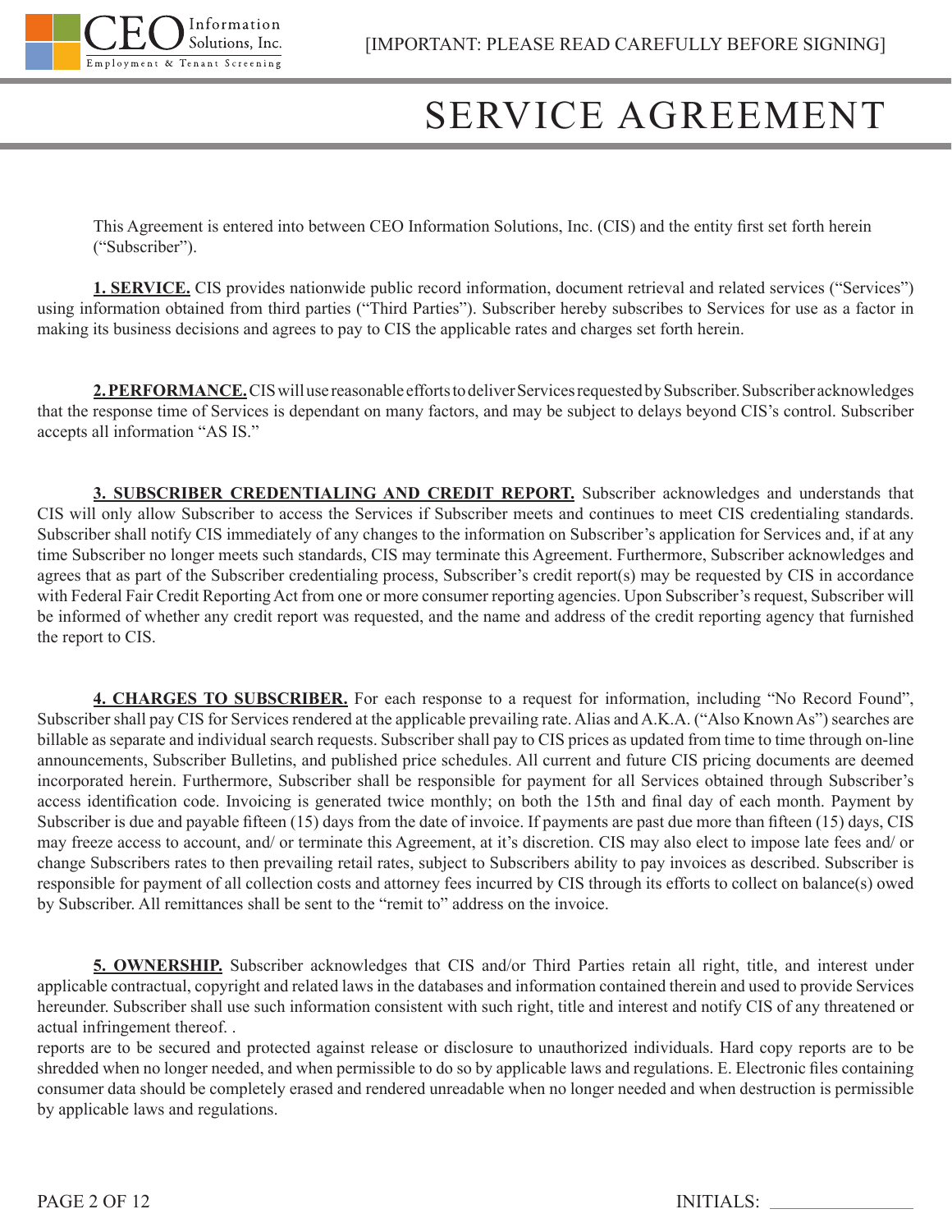[IMPORTANT: PLEASE READ CAREFULLY BEFORE SIGNING]

# SERVICE AGREEMENT

This Agreement is entered into between CEO Information Solutions, Inc. (CIS) and the entity first set forth herein ("Subscriber").

**1. SERVICE.** CIS provides nationwide public record information, document retrieval and related services ("Services") using information obtained from third parties ("Third Parties"). Subscriber hereby subscribes to Services for use as a factor in making its business decisions and agrees to pay to CIS the applicable rates and charges set forth herein.

**2. PERFORMANCE.** CIS will use reasonable efforts to deliver Services requested by Subscriber. Subscriber acknowledges that the response time of Services is dependant on many factors, and may be subject to delays beyond CIS's control. Subscriber accepts all information "AS IS."

**3. SUBSCRIBER CREDENTIALING AND CREDIT REPORT.** Subscriber acknowledges and understands that CIS will only allow Subscriber to access the Services if Subscriber meets and continues to meet CIS credentialing standards. Subscriber shall notify CIS immediately of any changes to the information on Subscriber's application for Services and, if at any time Subscriber no longer meets such standards, CIS may terminate this Agreement. Furthermore, Subscriber acknowledges and agrees that as part of the Subscriber credentialing process, Subscriber's credit report(s) may be requested by CIS in accordance with Federal Fair Credit Reporting Act from one or more consumer reporting agencies. Upon Subscriber's request, Subscriber will be informed of whether any credit report was requested, and the name and address of the credit reporting agency that furnished the report to CIS.

**4. CHARGES TO SUBSCRIBER.** For each response to a request for information, including "No Record Found", Subscriber shall pay CIS for Services rendered at the applicable prevailing rate. Alias and A.K.A. ("Also Known As") searches are billable as separate and individual search requests. Subscriber shall pay to CIS prices as updated from time to time through on-line announcements, Subscriber Bulletins, and published price schedules. All current and future CIS pricing documents are deemed incorporated herein. Furthermore, Subscriber shall be responsible for payment for all Services obtained through Subscriber's access identification code. Invoicing is generated twice monthly; on both the 15th and final day of each month. Payment by Subscriber is due and payable fifteen (15) days from the date of invoice. If payments are past due more than fifteen (15) days, CIS may freeze access to account, and/ or terminate this Agreement, at it's discretion. CIS may also elect to impose late fees and/ or change Subscribers rates to then prevailing retail rates, subject to Subscribers ability to pay invoices as described. Subscriber is responsible for payment of all collection costs and attorney fees incurred by CIS through its efforts to collect on balance(s) owed by Subscriber. All remittances shall be sent to the "remit to" address on the invoice.

**5. OWNERSHIP.** Subscriber acknowledges that CIS and/or Third Parties retain all right, title, and interest under applicable contractual, copyright and related laws in the databases and information contained therein and used to provide Services hereunder. Subscriber shall use such information consistent with such right, title and interest and notify CIS of any threatened or actual infringement thereof. .
reports are to be secured and protected against release or disclosure to unauthorized individuals. Hard copy reports are to be shredded when no longer needed, and when permissible to do so by applicable laws and regulations. E. Electronic files containing consumer data should be completely erased and rendered unreadable when no longer needed and when destruction is permissible by applicable laws and regulations.

INITIALS: ________________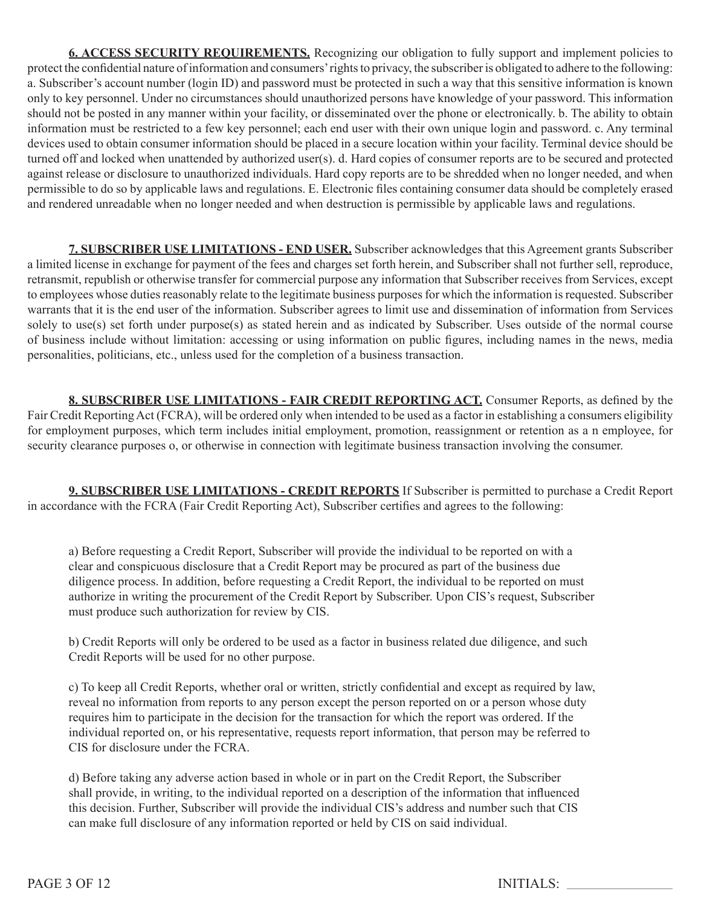**6. ACCESS SECURITY REQUIREMENTS.** Recognizing our obligation to fully support and implement policies to protect the confidential nature of information and consumers' rights to privacy, the subscriber is obligated to adhere to the following: a. Subscriber's account number (login ID) and password must be protected in such a way that this sensitive information is known only to key personnel. Under no circumstances should unauthorized persons have knowledge of your password. This information should not be posted in any manner within your facility, or disseminated over the phone or electronically. b. The ability to obtain information must be restricted to a few key personnel; each end user with their own unique login and password. c. Any terminal devices used to obtain consumer information should be placed in a secure location within your facility. Terminal device should be turned off and locked when unattended by authorized user(s). d. Hard copies of consumer reports are to be secured and protected against release or disclosure to unauthorized individuals. Hard copy reports are to be shredded when no longer needed, and when permissible to do so by applicable laws and regulations. E. Electronic files containing consumer data should be completely erased and rendered unreadable when no longer needed and when destruction is permissible by applicable laws and regulations.

**7. SUBSCRIBER USE LIMITATIONS - END USER.** Subscriber acknowledges that this Agreement grants Subscriber a limited license in exchange for payment of the fees and charges set forth herein, and Subscriber shall not further sell, reproduce, retransmit, republish or otherwise transfer for commercial purpose any information that Subscriber receives from Services, except to employees whose duties reasonably relate to the legitimate business purposes for which the information is requested. Subscriber warrants that it is the end user of the information. Subscriber agrees to limit use and dissemination of information from Services solely to use(s) set forth under purpose(s) as stated herein and as indicated by Subscriber. Uses outside of the normal course of business include without limitation: accessing or using information on public figures, including names in the news, media personalities, politicians, etc., unless used for the completion of a business transaction.

**8. SUBSCRIBER USE LIMITATIONS - FAIR CREDIT REPORTING ACT.** Consumer Reports, as defined by the Fair Credit Reporting Act (FCRA), will be ordered only when intended to be used as a factor in establishing a consumers eligibility for employment purposes, which term includes initial employment, promotion, reassignment or retention as a n employee, for security clearance purposes o, or otherwise in connection with legitimate business transaction involving the consumer.

**9. SUBSCRIBER USE LIMITATIONS - CREDIT REPORTS** If Subscriber is permitted to purchase a Credit Report in accordance with the FCRA (Fair Credit Reporting Act), Subscriber certifies and agrees to the following:

a) Before requesting a Credit Report, Subscriber will provide the individual to be reported on with a clear and conspicuous disclosure that a Credit Report may be procured as part of the business due diligence process. In addition, before requesting a Credit Report, the individual to be reported on must authorize in writing the procurement of the Credit Report by Subscriber. Upon CIS's request, Subscriber must produce such authorization for review by CIS.

b) Credit Reports will only be ordered to be used as a factor in business related due diligence, and such Credit Reports will be used for no other purpose.

c) To keep all Credit Reports, whether oral or written, strictly confidential and except as required by law, reveal no information from reports to any person except the person reported on or a person whose duty requires him to participate in the decision for the transaction for which the report was ordered. If the individual reported on, or his representative, requests report information, that person may be referred to CIS for disclosure under the FCRA.

d) Before taking any adverse action based in whole or in part on the Credit Report, the Subscriber shall provide, in writing, to the individual reported on a description of the information that influenced this decision. Further, Subscriber will provide the individual CIS's address and number such that CIS can make full disclosure of any information reported or held by CIS on said individual.

INITIALS: _______________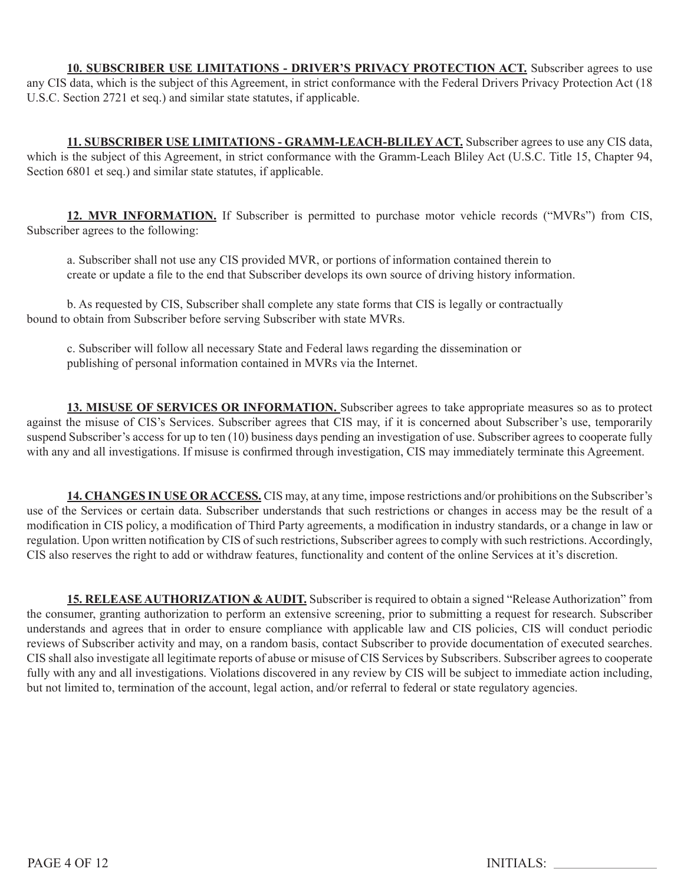**<u>10. SUBSCRIBER USE LIMITATIONS - DRIVER'S PRIVACY PROTECTION ACT.</u>** Subscriber agrees to use any CIS data, which is the subject of this Agreement, in strict conformance with the Federal Drivers Privacy Protection Act (18 U.S.C. Section 2721 et seq.) and similar state statutes, if applicable.

**<u>11. SUBSCRIBER USE LIMITATIONS - GRAMM-LEACH-BLILEY ACT.</u>** Subscriber agrees to use any CIS data, which is the subject of this Agreement, in strict conformance with the Gramm-Leach Bliley Act (U.S.C. Title 15, Chapter 94, Section 6801 et seq.) and similar state statutes, if applicable.

**<u>12. MVR INFORMATION.</u>** If Subscriber is permitted to purchase motor vehicle records ("MVRs") from CIS, Subscriber agrees to the following:

a. Subscriber shall not use any CIS provided MVR, or portions of information contained therein to create or update a file to the end that Subscriber develops its own source of driving history information.

b. As requested by CIS, Subscriber shall complete any state forms that CIS is legally or contractually bound to obtain from Subscriber before serving Subscriber with state MVRs.

c. Subscriber will follow all necessary State and Federal laws regarding the dissemination or publishing of personal information contained in MVRs via the Internet.

**<u>13. MISUSE OF SERVICES OR INFORMATION.</u>** Subscriber agrees to take appropriate measures so as to protect against the misuse of CIS's Services. Subscriber agrees that CIS may, if it is concerned about Subscriber's use, temporarily suspend Subscriber's access for up to ten (10) business days pending an investigation of use. Subscriber agrees to cooperate fully with any and all investigations. If misuse is confirmed through investigation, CIS may immediately terminate this Agreement.

**<u>14. CHANGES IN USE OR ACCESS.</u>** CIS may, at any time, impose restrictions and/or prohibitions on the Subscriber's use of the Services or certain data. Subscriber understands that such restrictions or changes in access may be the result of a modification in CIS policy, a modification of Third Party agreements, a modification in industry standards, or a change in law or regulation. Upon written notification by CIS of such restrictions, Subscriber agrees to comply with such restrictions. Accordingly, CIS also reserves the right to add or withdraw features, functionality and content of the online Services at it's discretion.

**<u>15. RELEASE AUTHORIZATION & AUDIT.</u>** Subscriber is required to obtain a signed "Release Authorization" from the consumer, granting authorization to perform an extensive screening, prior to submitting a request for research. Subscriber understands and agrees that in order to ensure compliance with applicable law and CIS policies, CIS will conduct periodic reviews of Subscriber activity and may, on a random basis, contact Subscriber to provide documentation of executed searches. CIS shall also investigate all legitimate reports of abuse or misuse of CIS Services by Subscribers. Subscriber agrees to cooperate fully with any and all investigations. Violations discovered in any review by CIS will be subject to immediate action including, but not limited to, termination of the account, legal action, and/or referral to federal or state regulatory agencies.

INITIALS: ________________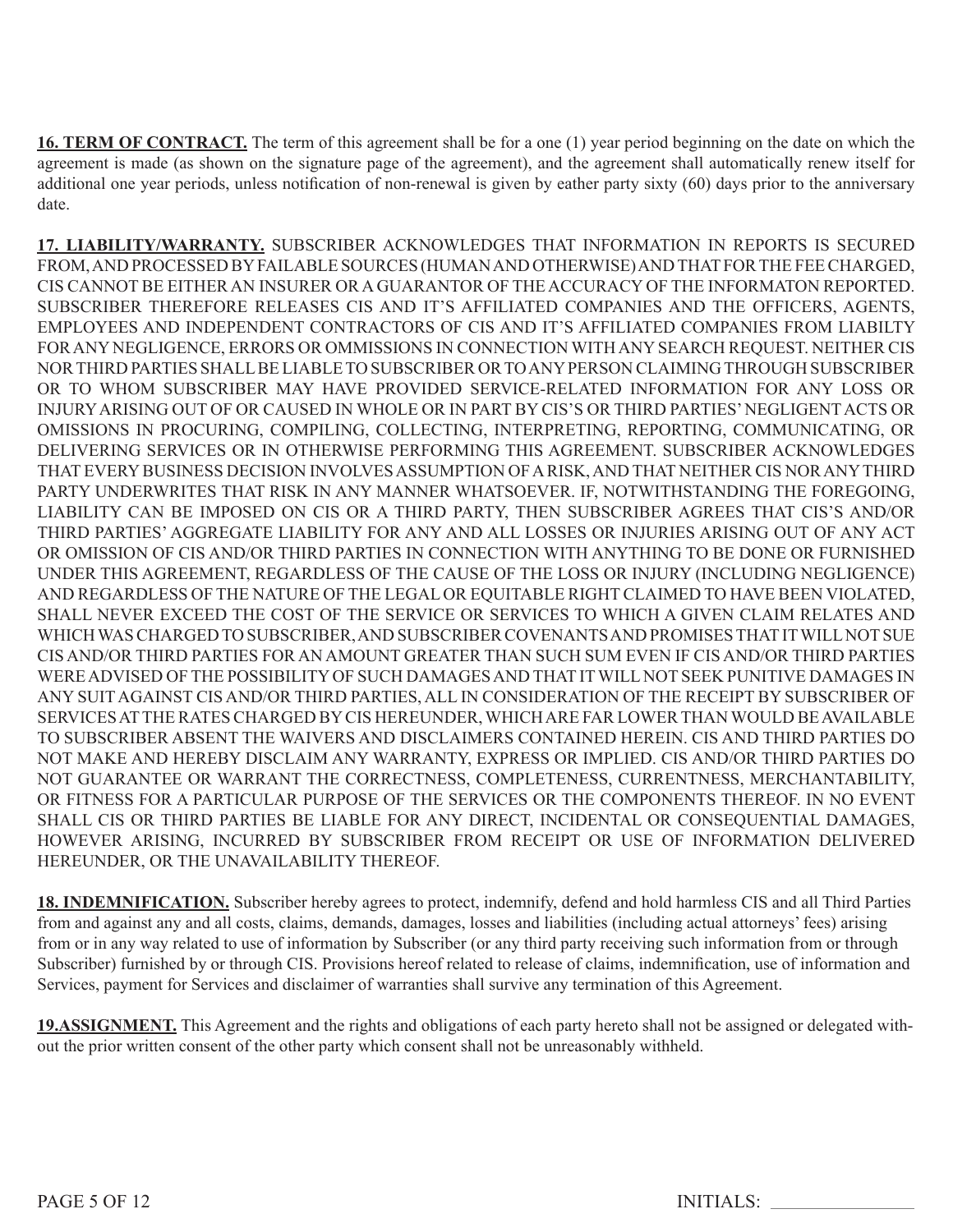**16. TERM OF CONTRACT.** The term of this agreement shall be for a one (1) year period beginning on the date on which the agreement is made (as shown on the signature page of the agreement), and the agreement shall automatically renew itself for additional one year periods, unless notification of non-renewal is given by eather party sixty (60) days prior to the anniversary date.

**17. LIABILITY/WARRANTY.** SUBSCRIBER ACKNOWLEDGES THAT INFORMATION IN REPORTS IS SECURED FROM, AND PROCESSED BY FAILABLE SOURCES (HUMAN AND OTHERWISE) AND THAT FOR THE FEE CHARGED, CIS CANNOT BE EITHER AN INSURER OR A GUARANTOR OF THE ACCURACY OF THE INFORMATON REPORTED. SUBSCRIBER THEREFORE RELEASES CIS AND IT'S AFFILIATED COMPANIES AND THE OFFICERS, AGENTS, EMPLOYEES AND INDEPENDENT CONTRACTORS OF CIS AND IT'S AFFILIATED COMPANIES FROM LIABILTY FOR ANY NEGLIGENCE, ERRORS OR OMMISSIONS IN CONNECTION WITH ANY SEARCH REQUEST. NEITHER CIS NOR THIRD PARTIES SHALL BE LIABLE TO SUBSCRIBER OR TO ANY PERSON CLAIMING THROUGH SUBSCRIBER OR TO WHOM SUBSCRIBER MAY HAVE PROVIDED SERVICE-RELATED INFORMATION FOR ANY LOSS OR INJURY ARISING OUT OF OR CAUSED IN WHOLE OR IN PART BY CIS'S OR THIRD PARTIES' NEGLIGENT ACTS OR OMISSIONS IN PROCURING, COMPILING, COLLECTING, INTERPRETING, REPORTING, COMMUNICATING, OR DELIVERING SERVICES OR IN OTHERWISE PERFORMING THIS AGREEMENT. SUBSCRIBER ACKNOWLEDGES THAT EVERY BUSINESS DECISION INVOLVES ASSUMPTION OF A RISK, AND THAT NEITHER CIS NOR ANY THIRD PARTY UNDERWRITES THAT RISK IN ANY MANNER WHATSOEVER. IF, NOTWITHSTANDING THE FOREGOING, LIABILITY CAN BE IMPOSED ON CIS OR A THIRD PARTY, THEN SUBSCRIBER AGREES THAT CIS'S AND/OR THIRD PARTIES' AGGREGATE LIABILITY FOR ANY AND ALL LOSSES OR INJURIES ARISING OUT OF ANY ACT OR OMISSION OF CIS AND/OR THIRD PARTIES IN CONNECTION WITH ANYTHING TO BE DONE OR FURNISHED UNDER THIS AGREEMENT, REGARDLESS OF THE CAUSE OF THE LOSS OR INJURY (INCLUDING NEGLIGENCE) AND REGARDLESS OF THE NATURE OF THE LEGAL OR EQUITABLE RIGHT CLAIMED TO HAVE BEEN VIOLATED, SHALL NEVER EXCEED THE COST OF THE SERVICE OR SERVICES TO WHICH A GIVEN CLAIM RELATES AND WHICH WAS CHARGED TO SUBSCRIBER, AND SUBSCRIBER COVENANTS AND PROMISES THAT IT WILL NOT SUE CIS AND/OR THIRD PARTIES FOR AN AMOUNT GREATER THAN SUCH SUM EVEN IF CIS AND/OR THIRD PARTIES WERE ADVISED OF THE POSSIBILITY OF SUCH DAMAGES AND THAT IT WILL NOT SEEK PUNITIVE DAMAGES IN ANY SUIT AGAINST CIS AND/OR THIRD PARTIES, ALL IN CONSIDERATION OF THE RECEIPT BY SUBSCRIBER OF SERVICES AT THE RATES CHARGED BY CIS HEREUNDER, WHICH ARE FAR LOWER THAN WOULD BE AVAILABLE TO SUBSCRIBER ABSENT THE WAIVERS AND DISCLAIMERS CONTAINED HEREIN. CIS AND THIRD PARTIES DO NOT MAKE AND HEREBY DISCLAIM ANY WARRANTY, EXPRESS OR IMPLIED. CIS AND/OR THIRD PARTIES DO NOT GUARANTEE OR WARRANT THE CORRECTNESS, COMPLETENESS, CURRENTNESS, MERCHANTABILITY, OR FITNESS FOR A PARTICULAR PURPOSE OF THE SERVICES OR THE COMPONENTS THEREOF. IN NO EVENT SHALL CIS OR THIRD PARTIES BE LIABLE FOR ANY DIRECT, INCIDENTAL OR CONSEQUENTIAL DAMAGES, HOWEVER ARISING, INCURRED BY SUBSCRIBER FROM RECEIPT OR USE OF INFORMATION DELIVERED HEREUNDER, OR THE UNAVAILABILITY THEREOF.

**18. INDEMNIFICATION.** Subscriber hereby agrees to protect, indemnify, defend and hold harmless CIS and all Third Parties from and against any and all costs, claims, demands, damages, losses and liabilities (including actual attorneys' fees) arising from or in any way related to use of information by Subscriber (or any third party receiving such information from or through Subscriber) furnished by or through CIS. Provisions hereof related to release of claims, indemnification, use of information and Services, payment for Services and disclaimer of warranties shall survive any termination of this Agreement.

**19.ASSIGNMENT.** This Agreement and the rights and obligations of each party hereto shall not be assigned or delegated without the prior written consent of the other party which consent shall not be unreasonably withheld.

INITIALS: ________________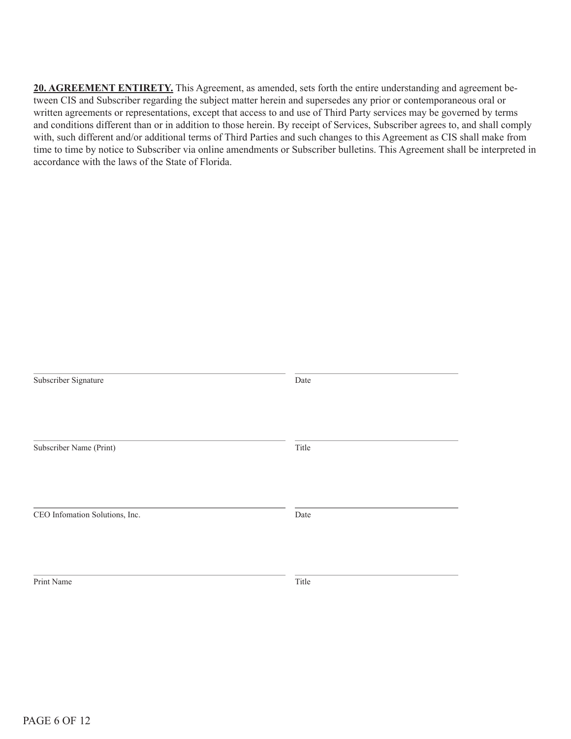**20. AGREEMENT ENTIRETY.** This Agreement, as amended, sets forth the entire understanding and agreement between CIS and Subscriber regarding the subject matter herein and supersedes any prior or contemporaneous oral or written agreements or representations, except that access to and use of Third Party services may be governed by terms and conditions different than or in addition to those herein. By receipt of Services, Subscriber agrees to, and shall comply with, such different and/or additional terms of Third Parties and such changes to this Agreement as CIS shall make from time to time by notice to Subscriber via online amendments or Subscriber bulletins. This Agreement shall be interpreted in accordance with the laws of the State of Florida.

______________________________ ______________________________

Subscriber Signature Date

______________________________ ______________________________

Subscriber Name (Print) Title

______________________________ ______________________________

CEO Infomation Solutions, Inc. Date

______________________________ ______________________________

Print Name Title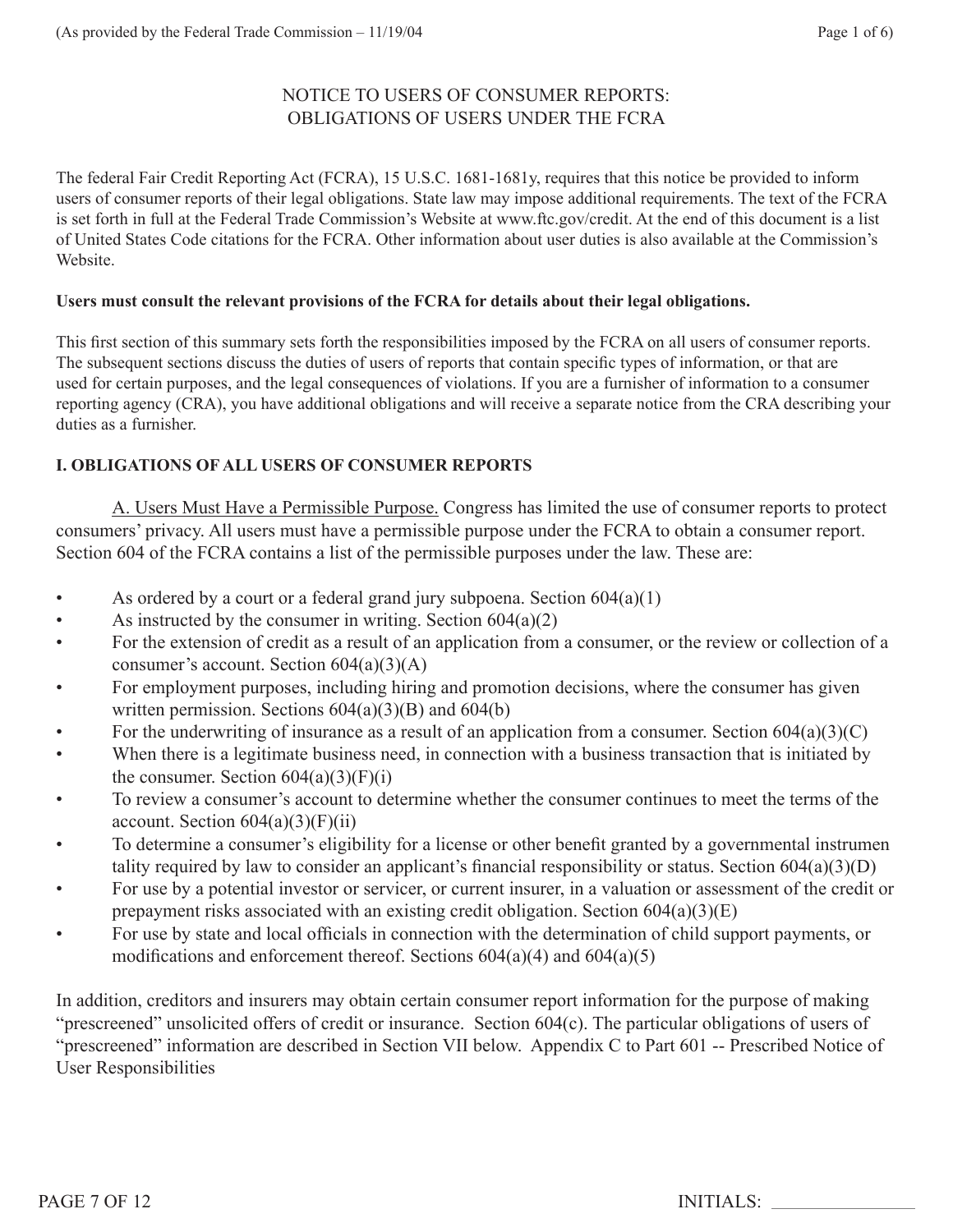# NOTICE TO USERS OF CONSUMER REPORTS: OBLIGATIONS OF USERS UNDER THE FCRA

The federal Fair Credit Reporting Act (FCRA), 15 U.S.C. 1681-1681y, requires that this notice be provided to inform users of consumer reports of their legal obligations. State law may impose additional requirements. The text of the FCRA is set forth in full at the Federal Trade Commission's Website at www.ftc.gov/credit. At the end of this document is a list of United States Code citations for the FCRA. Other information about user duties is also available at the Commission's Website.

**Users must consult the relevant provisions of the FCRA for details about their legal obligations.**

This first section of this summary sets forth the responsibilities imposed by the FCRA on all users of consumer reports. The subsequent sections discuss the duties of users of reports that contain specific types of information, or that are used for certain purposes, and the legal consequences of violations. If you are a furnisher of information to a consumer reporting agency (CRA), you have additional obligations and will receive a separate notice from the CRA describing your duties as a furnisher.

## I. OBLIGATIONS OF ALL USERS OF CONSUMER REPORTS

A. Users Must Have a Permissible Purpose. Congress has limited the use of consumer reports to protect consumers' privacy. All users must have a permissible purpose under the FCRA to obtain a consumer report. Section 604 of the FCRA contains a list of the permissible purposes under the law. These are:

- As ordered by a court or a federal grand jury subpoena. Section 604(a)(1)
- As instructed by the consumer in writing. Section 604(a)(2)
- For the extension of credit as a result of an application from a consumer, or the review or collection of a consumer's account. Section 604(a)(3)(A)
- For employment purposes, including hiring and promotion decisions, where the consumer has given written permission. Sections 604(a)(3)(B) and 604(b)
- For the underwriting of insurance as a result of an application from a consumer. Section 604(a)(3)(C)
- When there is a legitimate business need, in connection with a business transaction that is initiated by the consumer. Section 604(a)(3)(F)(i)
- To review a consumer's account to determine whether the consumer continues to meet the terms of the account. Section 604(a)(3)(F)(ii)
- To determine a consumer's eligibility for a license or other benefit granted by a governmental instrumen tality required by law to consider an applicant's financial responsibility or status. Section 604(a)(3)(D)
- For use by a potential investor or servicer, or current insurer, in a valuation or assessment of the credit or prepayment risks associated with an existing credit obligation. Section 604(a)(3)(E)
- For use by state and local officials in connection with the determination of child support payments, or modifications and enforcement thereof. Sections 604(a)(4) and 604(a)(5)

In addition, creditors and insurers may obtain certain consumer report information for the purpose of making "prescreened" unsolicited offers of credit or insurance. Section 604(c). The particular obligations of users of "prescreened" information are described in Section VII below. Appendix C to Part 601 -- Prescribed Notice of User Responsibilities

INITIALS: ________________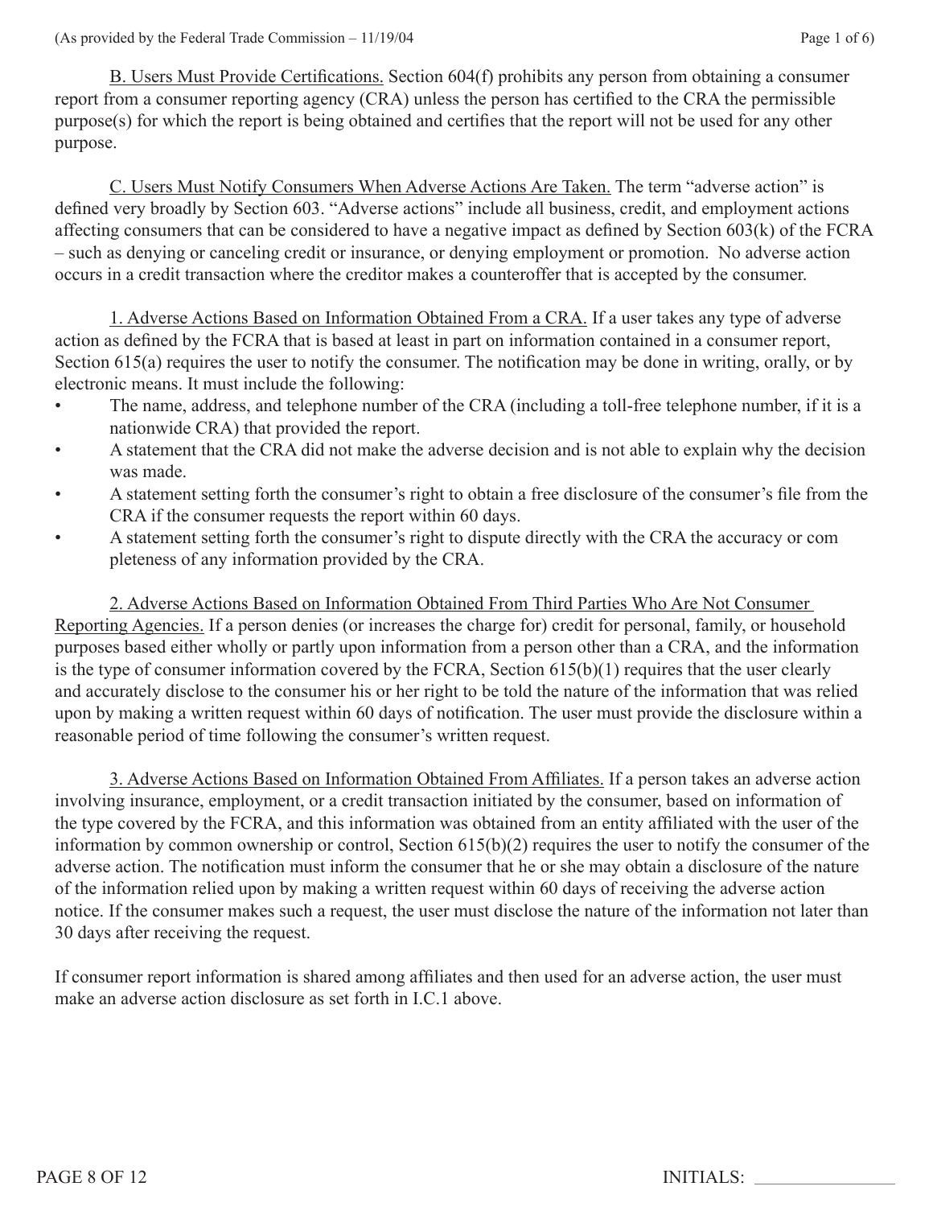<u>B. Users Must Provide Certifications.</u> Section 604(f) prohibits any person from obtaining a consumer report from a consumer reporting agency (CRA) unless the person has certified to the CRA the permissible purpose(s) for which the report is being obtained and certifies that the report will not be used for any other purpose.

<u>C. Users Must Notify Consumers When Adverse Actions Are Taken.</u> The term "adverse action" is defined very broadly by Section 603. "Adverse actions" include all business, credit, and employment actions affecting consumers that can be considered to have a negative impact as defined by Section 603(k) of the FCRA – such as denying or canceling credit or insurance, or denying employment or promotion. No adverse action occurs in a credit transaction where the creditor makes a counteroffer that is accepted by the consumer.

<u>1. Adverse Actions Based on Information Obtained From a CRA.</u> If a user takes any type of adverse action as defined by the FCRA that is based at least in part on information contained in a consumer report, Section 615(a) requires the user to notify the consumer. The notification may be done in writing, orally, or by electronic means. It must include the following:

- The name, address, and telephone number of the CRA (including a toll-free telephone number, if it is a nationwide CRA) that provided the report.
- A statement that the CRA did not make the adverse decision and is not able to explain why the decision was made.
- A statement setting forth the consumer's right to obtain a free disclosure of the consumer's file from the CRA if the consumer requests the report within 60 days.
- A statement setting forth the consumer's right to dispute directly with the CRA the accuracy or completeness of any information provided by the CRA.

<u>2. Adverse Actions Based on Information Obtained From Third Parties Who Are Not Consumer Reporting Agencies.</u> If a person denies (or increases the charge for) credit for personal, family, or household purposes based either wholly or partly upon information from a person other than a CRA, and the information is the type of consumer information covered by the FCRA, Section 615(b)(1) requires that the user clearly and accurately disclose to the consumer his or her right to be told the nature of the information that was relied upon by making a written request within 60 days of notification. The user must provide the disclosure within a reasonable period of time following the consumer's written request.

<u>3. Adverse Actions Based on Information Obtained From Affiliates.</u> If a person takes an adverse action involving insurance, employment, or a credit transaction initiated by the consumer, based on information of the type covered by the FCRA, and this information was obtained from an entity affiliated with the user of the information by common ownership or control, Section 615(b)(2) requires the user to notify the consumer of the adverse action. The notification must inform the consumer that he or she may obtain a disclosure of the nature of the information relied upon by making a written request within 60 days of receiving the adverse action notice. If the consumer makes such a request, the user must disclose the nature of the information not later than 30 days after receiving the request.

If consumer report information is shared among affiliates and then used for an adverse action, the user must make an adverse action disclosure as set forth in I.C.1 above.

INITIALS: \_\_\_\_\_\_\_\_\_\_\_\_\_\_\_\_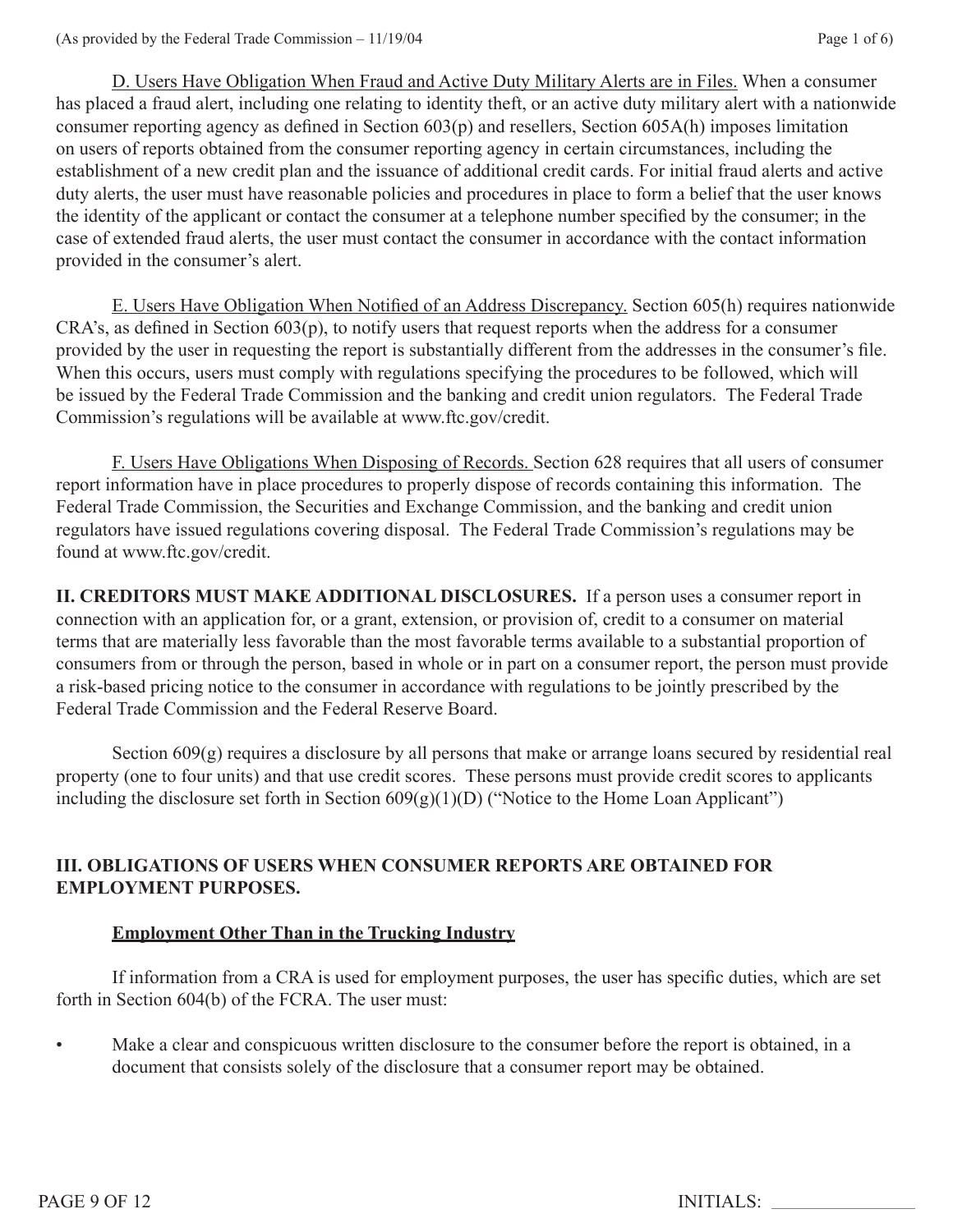D. Users Have Obligation When Fraud and Active Duty Military Alerts are in Files. When a consumer has placed a fraud alert, including one relating to identity theft, or an active duty military alert with a nationwide consumer reporting agency as defined in Section 603(p) and resellers, Section 605A(h) imposes limitation on users of reports obtained from the consumer reporting agency in certain circumstances, including the establishment of a new credit plan and the issuance of additional credit cards. For initial fraud alerts and active duty alerts, the user must have reasonable policies and procedures in place to form a belief that the user knows the identity of the applicant or contact the consumer at a telephone number specified by the consumer; in the case of extended fraud alerts, the user must contact the consumer in accordance with the contact information provided in the consumer's alert.

E. Users Have Obligation When Notified of an Address Discrepancy. Section 605(h) requires nationwide CRA's, as defined in Section 603(p), to notify users that request reports when the address for a consumer provided by the user in requesting the report is substantially different from the addresses in the consumer's file. When this occurs, users must comply with regulations specifying the procedures to be followed, which will be issued by the Federal Trade Commission and the banking and credit union regulators. The Federal Trade Commission's regulations will be available at www.ftc.gov/credit.

F. Users Have Obligations When Disposing of Records. Section 628 requires that all users of consumer report information have in place procedures to properly dispose of records containing this information. The Federal Trade Commission, the Securities and Exchange Commission, and the banking and credit union regulators have issued regulations covering disposal. The Federal Trade Commission's regulations may be found at www.ftc.gov/credit.

**II. CREDITORS MUST MAKE ADDITIONAL DISCLOSURES.** If a person uses a consumer report in connection with an application for, or a grant, extension, or provision of, credit to a consumer on material terms that are materially less favorable than the most favorable terms available to a substantial proportion of consumers from or through the person, based in whole or in part on a consumer report, the person must provide a risk-based pricing notice to the consumer in accordance with regulations to be jointly prescribed by the Federal Trade Commission and the Federal Reserve Board.

Section 609(g) requires a disclosure by all persons that make or arrange loans secured by residential real property (one to four units) and that use credit scores. These persons must provide credit scores to applicants including the disclosure set forth in Section 609(g)(1)(D) ("Notice to the Home Loan Applicant")

## III. OBLIGATIONS OF USERS WHEN CONSUMER REPORTS ARE OBTAINED FOR EMPLOYMENT PURPOSES.

**Employment Other Than in the Trucking Industry**

If information from a CRA is used for employment purposes, the user has specific duties, which are set forth in Section 604(b) of the FCRA. The user must:

- Make a clear and conspicuous written disclosure to the consumer before the report is obtained, in a document that consists solely of the disclosure that a consumer report may be obtained.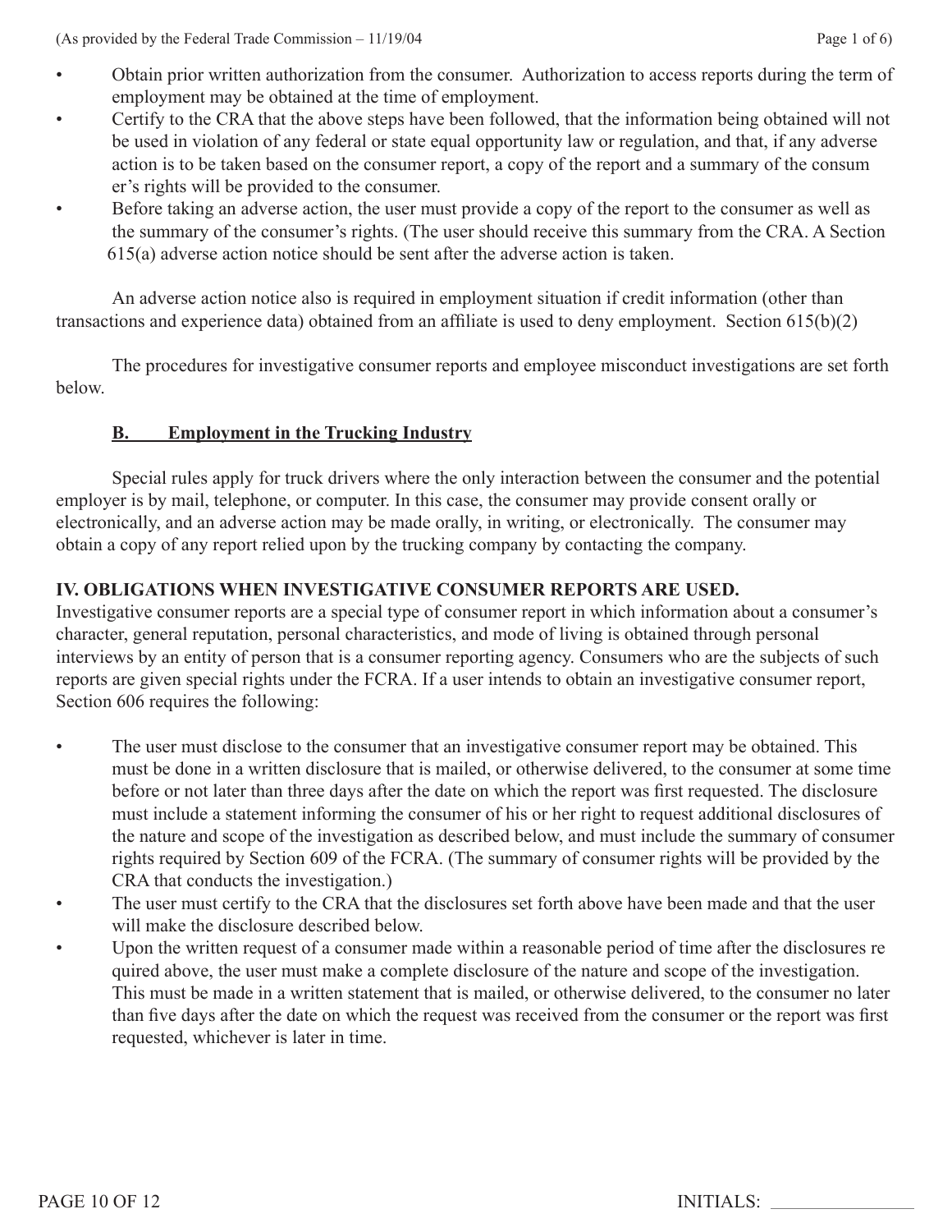- Obtain prior written authorization from the consumer. Authorization to access reports during the term of employment may be obtained at the time of employment.
- Certify to the CRA that the above steps have been followed, that the information being obtained will not be used in violation of any federal or state equal opportunity law or regulation, and that, if any adverse action is to be taken based on the consumer report, a copy of the report and a summary of the consumer's rights will be provided to the consumer.
- Before taking an adverse action, the user must provide a copy of the report to the consumer as well as the summary of the consumer's rights. (The user should receive this summary from the CRA. A Section 615(a) adverse action notice should be sent after the adverse action is taken.

An adverse action notice also is required in employment situation if credit information (other than transactions and experience data) obtained from an affiliate is used to deny employment. Section 615(b)(2)

The procedures for investigative consumer reports and employee misconduct investigations are set forth below.

### B. Employment in the Trucking Industry

Special rules apply for truck drivers where the only interaction between the consumer and the potential employer is by mail, telephone, or computer. In this case, the consumer may provide consent orally or electronically, and an adverse action may be made orally, in writing, or electronically. The consumer may obtain a copy of any report relied upon by the trucking company by contacting the company.

## IV. OBLIGATIONS WHEN INVESTIGATIVE CONSUMER REPORTS ARE USED.

Investigative consumer reports are a special type of consumer report in which information about a consumer's character, general reputation, personal characteristics, and mode of living is obtained through personal interviews by an entity of person that is a consumer reporting agency. Consumers who are the subjects of such reports are given special rights under the FCRA. If a user intends to obtain an investigative consumer report, Section 606 requires the following:

- The user must disclose to the consumer that an investigative consumer report may be obtained. This must be done in a written disclosure that is mailed, or otherwise delivered, to the consumer at some time before or not later than three days after the date on which the report was first requested. The disclosure must include a statement informing the consumer of his or her right to request additional disclosures of the nature and scope of the investigation as described below, and must include the summary of consumer rights required by Section 609 of the FCRA. (The summary of consumer rights will be provided by the CRA that conducts the investigation.)
- The user must certify to the CRA that the disclosures set forth above have been made and that the user will make the disclosure described below.
- Upon the written request of a consumer made within a reasonable period of time after the disclosures required above, the user must make a complete disclosure of the nature and scope of the investigation. This must be made in a written statement that is mailed, or otherwise delivered, to the consumer no later than five days after the date on which the request was received from the consumer or the report was first requested, whichever is later in time.

INITIALS: ______________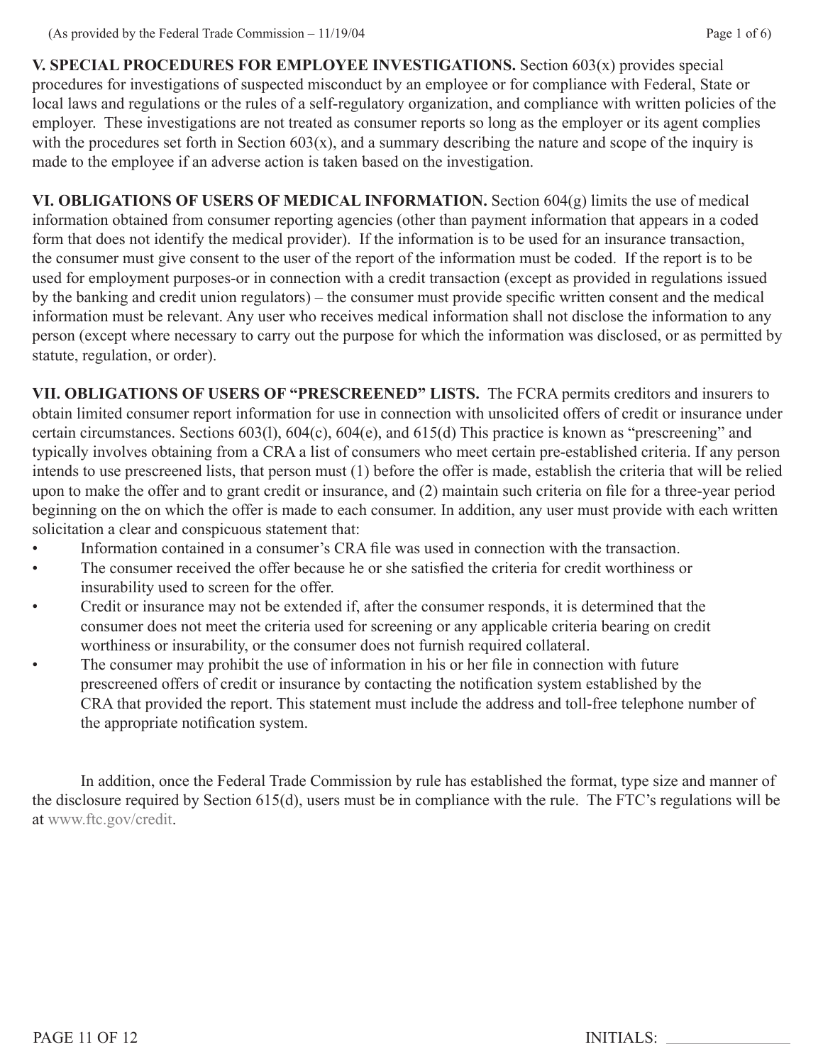**V. SPECIAL PROCEDURES FOR EMPLOYEE INVESTIGATIONS.** Section 603(x) provides special procedures for investigations of suspected misconduct by an employee or for compliance with Federal, State or local laws and regulations or the rules of a self-regulatory organization, and compliance with written policies of the employer. These investigations are not treated as consumer reports so long as the employer or its agent complies with the procedures set forth in Section 603(x), and a summary describing the nature and scope of the inquiry is made to the employee if an adverse action is taken based on the investigation.

**VI. OBLIGATIONS OF USERS OF MEDICAL INFORMATION.** Section 604(g) limits the use of medical information obtained from consumer reporting agencies (other than payment information that appears in a coded form that does not identify the medical provider). If the information is to be used for an insurance transaction, the consumer must give consent to the user of the report of the information must be coded. If the report is to be used for employment purposes-or in connection with a credit transaction (except as provided in regulations issued by the banking and credit union regulators) – the consumer must provide specific written consent and the medical information must be relevant. Any user who receives medical information shall not disclose the information to any person (except where necessary to carry out the purpose for which the information was disclosed, or as permitted by statute, regulation, or order).

**VII. OBLIGATIONS OF USERS OF "PRESCREENED" LISTS.** The FCRA permits creditors and insurers to obtain limited consumer report information for use in connection with unsolicited offers of credit or insurance under certain circumstances. Sections 603(l), 604(c), 604(e), and 615(d) This practice is known as "prescreening" and typically involves obtaining from a CRA a list of consumers who meet certain pre-established criteria. If any person intends to use prescreened lists, that person must (1) before the offer is made, establish the criteria that will be relied upon to make the offer and to grant credit or insurance, and (2) maintain such criteria on file for a three-year period beginning on the on which the offer is made to each consumer. In addition, any user must provide with each written solicitation a clear and conspicuous statement that:

- Information contained in a consumer's CRA file was used in connection with the transaction.
- The consumer received the offer because he or she satisfied the criteria for credit worthiness or insurability used to screen for the offer.
- Credit or insurance may not be extended if, after the consumer responds, it is determined that the consumer does not meet the criteria used for screening or any applicable criteria bearing on credit worthiness or insurability, or the consumer does not furnish required collateral.
- The consumer may prohibit the use of information in his or her file in connection with future prescreened offers of credit or insurance by contacting the notification system established by the CRA that provided the report. This statement must include the address and toll-free telephone number of the appropriate notification system.

In addition, once the Federal Trade Commission by rule has established the format, type size and manner of the disclosure required by Section 615(d), users must be in compliance with the rule. The FTC's regulations will be at www.ftc.gov/credit.

INITIALS: ________________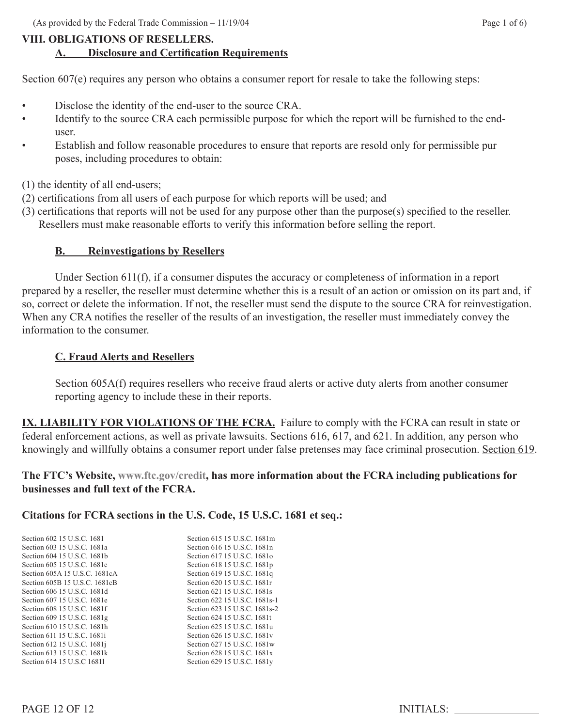## VIII. OBLIGATIONS OF RESELLERS.

### A. Disclosure and Certification Requirements

Section 607(e) requires any person who obtains a consumer report for resale to take the following steps:

- Disclose the identity of the end-user to the source CRA.
- Identify to the source CRA each permissible purpose for which the report will be furnished to the end-user.
- Establish and follow reasonable procedures to ensure that reports are resold only for permissible purposes, including procedures to obtain:

(1) the identity of all end-users;
(2) certifications from all users of each purpose for which reports will be used; and
(3) certifications that reports will not be used for any purpose other than the purpose(s) specified to the reseller. Resellers must make reasonable efforts to verify this information before selling the report.

### B. Reinvestigations by Resellers

Under Section 611(f), if a consumer disputes the accuracy or completeness of information in a report prepared by a reseller, the reseller must determine whether this is a result of an action or omission on its part and, if so, correct or delete the information. If not, the reseller must send the dispute to the source CRA for reinvestigation. When any CRA notifies the reseller of the results of an investigation, the reseller must immediately convey the information to the consumer.

### C. Fraud Alerts and Resellers

Section 605A(f) requires resellers who receive fraud alerts or active duty alerts from another consumer reporting agency to include these in their reports.

**IX. LIABILITY FOR VIOLATIONS OF THE FCRA.** Failure to comply with the FCRA can result in state or federal enforcement actions, as well as private lawsuits. Sections 616, 617, and 621. In addition, any person who knowingly and willfully obtains a consumer report under false pretenses may face criminal prosecution. Section 619.

**The FTC's Website, www.ftc.gov/credit, has more information about the FCRA including publications for businesses and full text of the FCRA.**

**Citations for FCRA sections in the U.S. Code, 15 U.S.C. 1681 et seq.:**

Section 602 15 U.S.C. 1681
Section 603 15 U.S.C. 1681a
Section 604 15 U.S.C. 1681b
Section 605 15 U.S.C. 1681c
Section 605A 15 U.S.C. 1681cA
Section 605B 15 U.S.C. 1681cB
Section 606 15 U.S.C. 1681d
Section 607 15 U.S.C. 1681e
Section 608 15 U.S.C. 1681f
Section 609 15 U.S.C. 1681g
Section 610 15 U.S.C. 1681h
Section 611 15 U.S.C. 1681i
Section 612 15 U.S.C. 1681j
Section 613 15 U.S.C. 1681k
Section 614 15 U.S.C 1681l
Section 615 15 U.S.C. 1681m
Section 616 15 U.S.C. 1681n
Section 617 15 U.S.C. 1681o
Section 618 15 U.S.C. 1681p
Section 619 15 U.S.C. 1681q
Section 620 15 U.S.C. 1681r
Section 621 15 U.S.C. 1681s
Section 622 15 U.S.C. 1681s-1
Section 623 15 U.S.C. 1681s-2
Section 624 15 U.S.C. 1681t
Section 625 15 U.S.C. 1681u
Section 626 15 U.S.C. 1681v
Section 627 15 U.S.C. 1681w
Section 628 15 U.S.C. 1681x
Section 629 15 U.S.C. 1681y

INITIALS: ________________